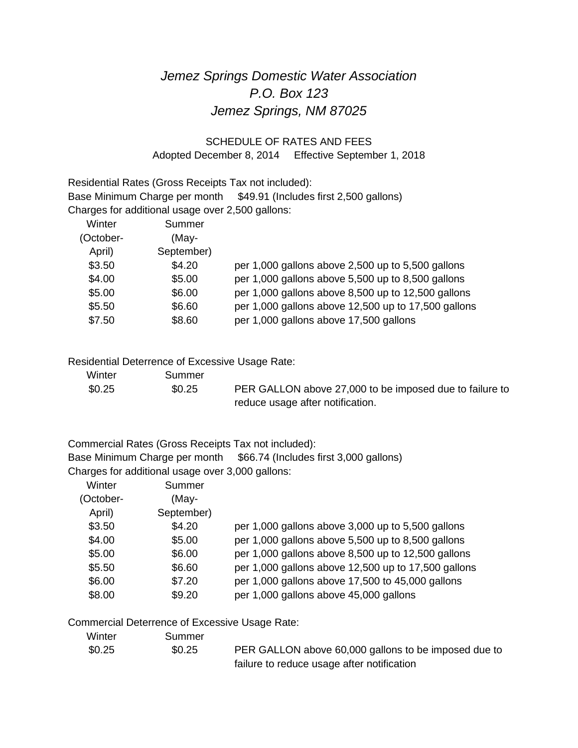*Jemez Springs Domestic Water Association*
*P.O. Box 123*
*Jemez Springs, NM 87025*

SCHEDULE OF RATES AND FEES

Adopted December 8, 2014 Effective September 1, 2018

Residential Rates (Gross Receipts Tax not included):

Base Minimum Charge per month $49.91 (Includes first 2,500 gallons)

Charges for additional usage over 2,500 gallons:

| Winter (October-April) | Summer (May-September) | |
|---|---|---|
| $3.50 | $4.20 | per 1,000 gallons above 2,500 up to 5,500 gallons |
| $4.00 | $5.00 | per 1,000 gallons above 5,500 up to 8,500 gallons |
| $5.00 | $6.00 | per 1,000 gallons above 8,500 up to 12,500 gallons |
| $5.50 | $6.60 | per 1,000 gallons above 12,500 up to 17,500 gallons |
| $7.50 | $8.60 | per 1,000 gallons above 17,500 gallons |

Residential Deterrence of Excessive Usage Rate:

| Winter | Summer | |
|---|---|---|
| $0.25 | $0.25 | PER GALLON above 27,000 to be imposed due to failure to reduce usage after notification. |

Commercial Rates (Gross Receipts Tax not included):

Base Minimum Charge per month $66.74 (Includes first 3,000 gallons)

Charges for additional usage over 3,000 gallons:

| Winter (October-April) | Summer (May-September) | |
|---|---|---|
| $3.50 | $4.20 | per 1,000 gallons above 3,000 up to 5,500 gallons |
| $4.00 | $5.00 | per 1,000 gallons above 5,500 up to 8,500 gallons |
| $5.00 | $6.00 | per 1,000 gallons above 8,500 up to 12,500 gallons |
| $5.50 | $6.60 | per 1,000 gallons above 12,500 up to 17,500 gallons |
| $6.00 | $7.20 | per 1,000 gallons above 17,500 to 45,000 gallons |
| $8.00 | $9.20 | per 1,000 gallons above 45,000 gallons |

Commercial Deterrence of Excessive Usage Rate:

| Winter | Summer | |
|---|---|---|
| $0.25 | $0.25 | PER GALLON above 60,000 gallons to be imposed due to failure to reduce usage after notification |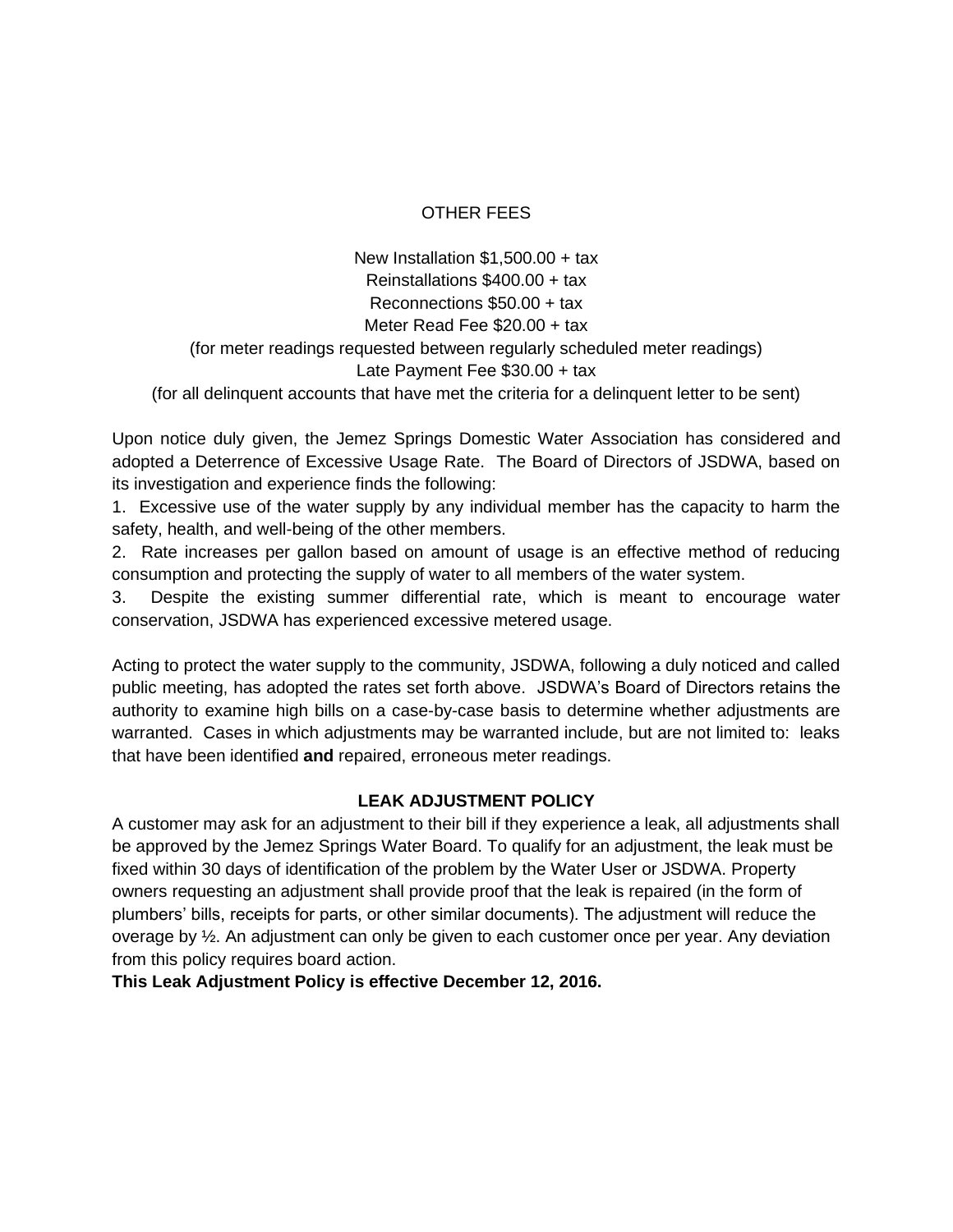## OTHER FEES

New Installation $1,500.00 + tax
Reinstallations $400.00 + tax
Reconnections $50.00 + tax
Meter Read Fee $20.00 + tax
(for meter readings requested between regularly scheduled meter readings)
Late Payment Fee $30.00 + tax
(for all delinquent accounts that have met the criteria for a delinquent letter to be sent)

Upon notice duly given, the Jemez Springs Domestic Water Association has considered and adopted a Deterrence of Excessive Usage Rate. The Board of Directors of JSDWA, based on its investigation and experience finds the following:

1. Excessive use of the water supply by any individual member has the capacity to harm the safety, health, and well-being of the other members.
2. Rate increases per gallon based on amount of usage is an effective method of reducing consumption and protecting the supply of water to all members of the water system.
3. Despite the existing summer differential rate, which is meant to encourage water conservation, JSDWA has experienced excessive metered usage.

Acting to protect the water supply to the community, JSDWA, following a duly noticed and called public meeting, has adopted the rates set forth above. JSDWA's Board of Directors retains the authority to examine high bills on a case-by-case basis to determine whether adjustments are warranted. Cases in which adjustments may be warranted include, but are not limited to: leaks that have been identified **and** repaired, erroneous meter readings.

## LEAK ADJUSTMENT POLICY

A customer may ask for an adjustment to their bill if they experience a leak, all adjustments shall be approved by the Jemez Springs Water Board. To qualify for an adjustment, the leak must be fixed within 30 days of identification of the problem by the Water User or JSDWA. Property owners requesting an adjustment shall provide proof that the leak is repaired (in the form of plumbers' bills, receipts for parts, or other similar documents). The adjustment will reduce the overage by ½. An adjustment can only be given to each customer once per year. Any deviation from this policy requires board action.

**This Leak Adjustment Policy is effective December 12, 2016.**